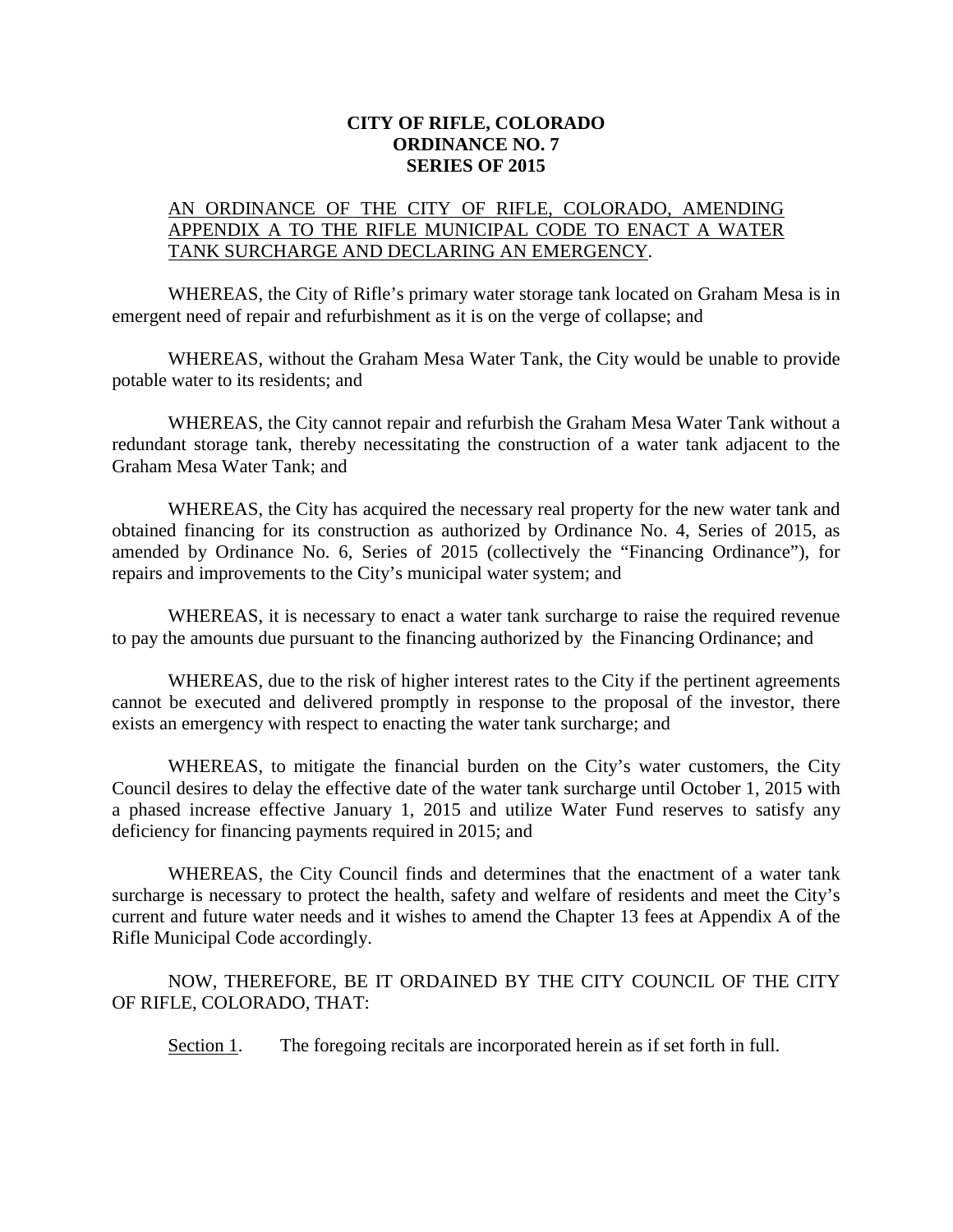# CITY OF RIFLE, COLORADO
# ORDINANCE NO. 7
# SERIES OF 2015

AN ORDINANCE OF THE CITY OF RIFLE, COLORADO, AMENDING APPENDIX A TO THE RIFLE MUNICIPAL CODE TO ENACT A WATER TANK SURCHARGE AND DECLARING AN EMERGENCY.

WHEREAS, the City of Rifle's primary water storage tank located on Graham Mesa is in emergent need of repair and refurbishment as it is on the verge of collapse; and

WHEREAS, without the Graham Mesa Water Tank, the City would be unable to provide potable water to its residents; and

WHEREAS, the City cannot repair and refurbish the Graham Mesa Water Tank without a redundant storage tank, thereby necessitating the construction of a water tank adjacent to the Graham Mesa Water Tank; and

WHEREAS, the City has acquired the necessary real property for the new water tank and obtained financing for its construction as authorized by Ordinance No. 4, Series of 2015, as amended by Ordinance No. 6, Series of 2015 (collectively the "Financing Ordinance"), for repairs and improvements to the City's municipal water system; and

WHEREAS, it is necessary to enact a water tank surcharge to raise the required revenue to pay the amounts due pursuant to the financing authorized by the Financing Ordinance; and

WHEREAS, due to the risk of higher interest rates to the City if the pertinent agreements cannot be executed and delivered promptly in response to the proposal of the investor, there exists an emergency with respect to enacting the water tank surcharge; and

WHEREAS, to mitigate the financial burden on the City's water customers, the City Council desires to delay the effective date of the water tank surcharge until October 1, 2015 with a phased increase effective January 1, 2015 and utilize Water Fund reserves to satisfy any deficiency for financing payments required in 2015; and

WHEREAS, the City Council finds and determines that the enactment of a water tank surcharge is necessary to protect the health, safety and welfare of residents and meet the City's current and future water needs and it wishes to amend the Chapter 13 fees at Appendix A of the Rifle Municipal Code accordingly.

NOW, THEREFORE, BE IT ORDAINED BY THE CITY COUNCIL OF THE CITY OF RIFLE, COLORADO, THAT:

Section 1. The foregoing recitals are incorporated herein as if set forth in full.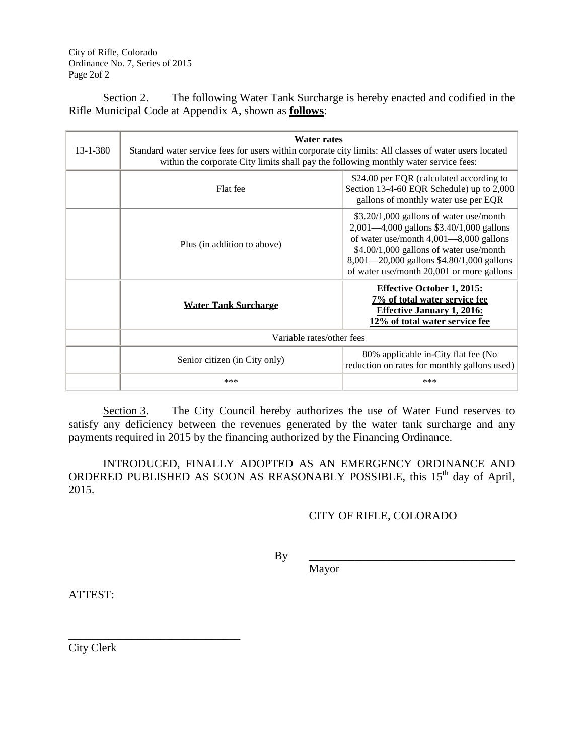Section 2. The following Water Tank Surcharge is hereby enacted and codified in the Rifle Municipal Code at Appendix A, shown as **follows**:

| | | |
|---|---|---|
| 13-1-380 | **Water rates**<br>Standard water service fees for users within corporate city limits: All classes of water users located within the corporate City limits shall pay the following monthly water service fees: | |
| | Flat fee | \$24.00 per EQR (calculated according to Section 13-4-60 EQR Schedule) up to 2,000 gallons of monthly water use per EQR |
| | Plus (in addition to above) | \$3.20/1,000 gallons of water use/month 2,001—4,000 gallons \$3.40/1,000 gallons of water use/month 4,001—8,000 gallons \$4.00/1,000 gallons of water use/month 8,001—20,000 gallons \$4.80/1,000 gallons of water use/month 20,001 or more gallons |
| | **Water Tank Surcharge** | **Effective October 1, 2015:**<br>**7% of total water service fee**<br>**Effective January 1, 2016:**<br>**12% of total water service fee** |
| | Variable rates/other fees | |
| | Senior citizen (in City only) | 80% applicable in-City flat fee (No reduction on rates for monthly gallons used) |
| | *** | *** |

Section 3. The City Council hereby authorizes the use of Water Fund reserves to satisfy any deficiency between the revenues generated by the water tank surcharge and any payments required in 2015 by the financing authorized by the Financing Ordinance.

INTRODUCED, FINALLY ADOPTED AS AN EMERGENCY ORDINANCE AND ORDERED PUBLISHED AS SOON AS REASONABLY POSSIBLE, this 15th day of April, 2015.

CITY OF RIFLE, COLORADO

By \_\_\_\_\_\_\_\_\_\_\_\_\_\_\_\_\_\_\_\_\_\_\_\_\_\_\_\_\_\_\_\_\_\_\_\_

Mayor

ATTEST:

\_\_\_\_\_\_\_\_\_\_\_\_\_\_\_\_\_\_\_\_\_\_\_\_\_\_\_\_\_\_

City Clerk